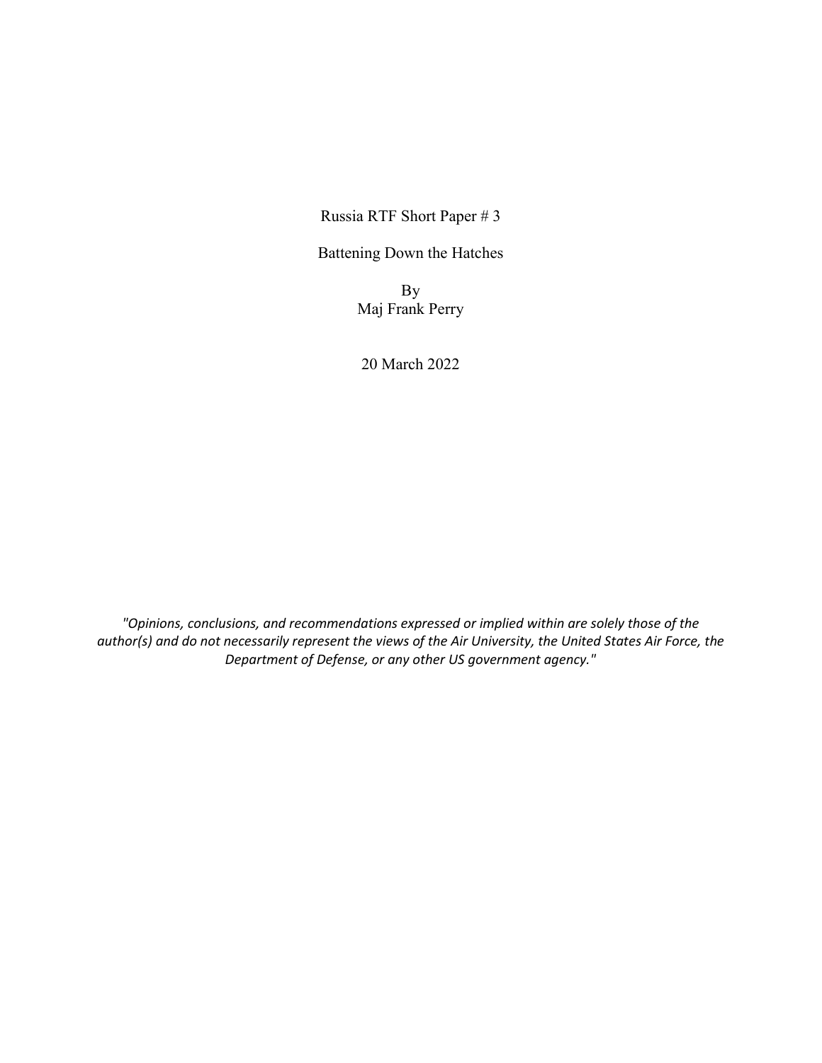Russia RTF Short Paper # 3

# Battening Down the Hatches

By
Maj Frank Perry

20 March 2022

*"Opinions, conclusions, and recommendations expressed or implied within are solely those of the author(s) and do not necessarily represent the views of the Air University, the United States Air Force, the Department of Defense, or any other US government agency."*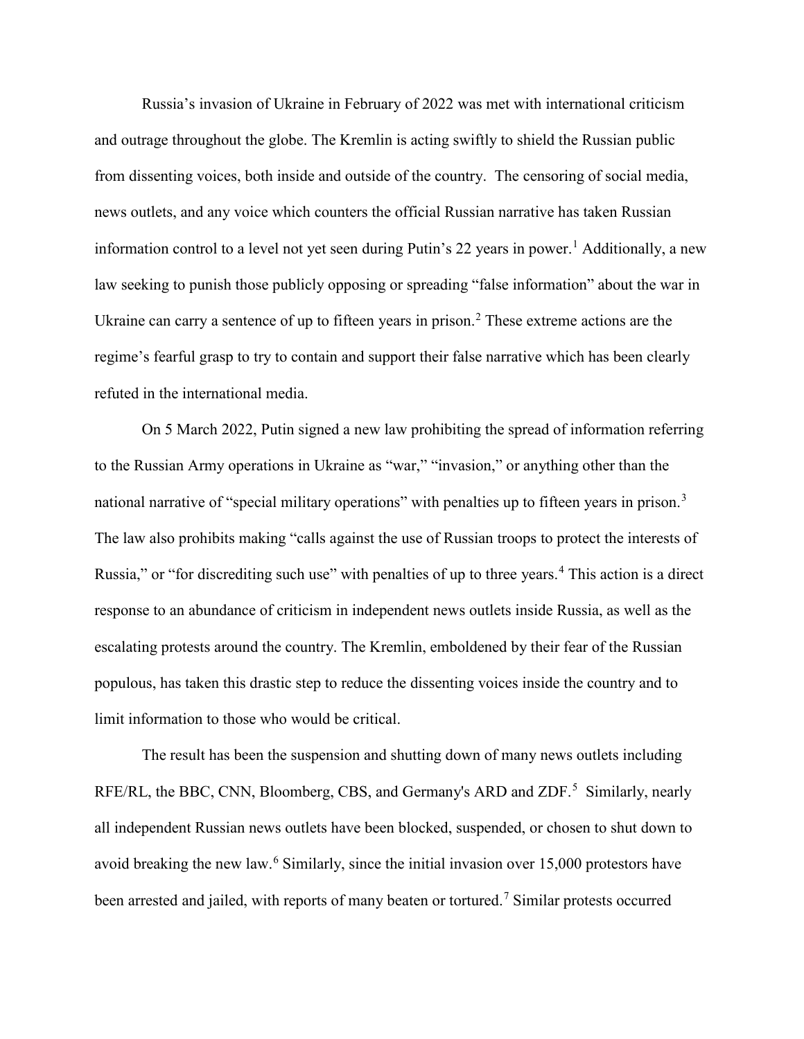Russia's invasion of Ukraine in February of 2022 was met with international criticism and outrage throughout the globe. The Kremlin is acting swiftly to shield the Russian public from dissenting voices, both inside and outside of the country. The censoring of social media, news outlets, and any voice which counters the official Russian narrative has taken Russian information control to a level not yet seen during Putin's 22 years in power.[1] Additionally, a new law seeking to punish those publicly opposing or spreading "false information" about the war in Ukraine can carry a sentence of up to fifteen years in prison.[2] These extreme actions are the regime's fearful grasp to try to contain and support their false narrative which has been clearly refuted in the international media.

On 5 March 2022, Putin signed a new law prohibiting the spread of information referring to the Russian Army operations in Ukraine as "war," "invasion," or anything other than the national narrative of "special military operations" with penalties up to fifteen years in prison.[3] The law also prohibits making "calls against the use of Russian troops to protect the interests of Russia," or "for discrediting such use" with penalties of up to three years.[4] This action is a direct response to an abundance of criticism in independent news outlets inside Russia, as well as the escalating protests around the country. The Kremlin, emboldened by their fear of the Russian populous, has taken this drastic step to reduce the dissenting voices inside the country and to limit information to those who would be critical.

The result has been the suspension and shutting down of many news outlets including RFE/RL, the BBC, CNN, Bloomberg, CBS, and Germany's ARD and ZDF.[5] Similarly, nearly all independent Russian news outlets have been blocked, suspended, or chosen to shut down to avoid breaking the new law.[6] Similarly, since the initial invasion over 15,000 protestors have been arrested and jailed, with reports of many beaten or tortured.[7] Similar protests occurred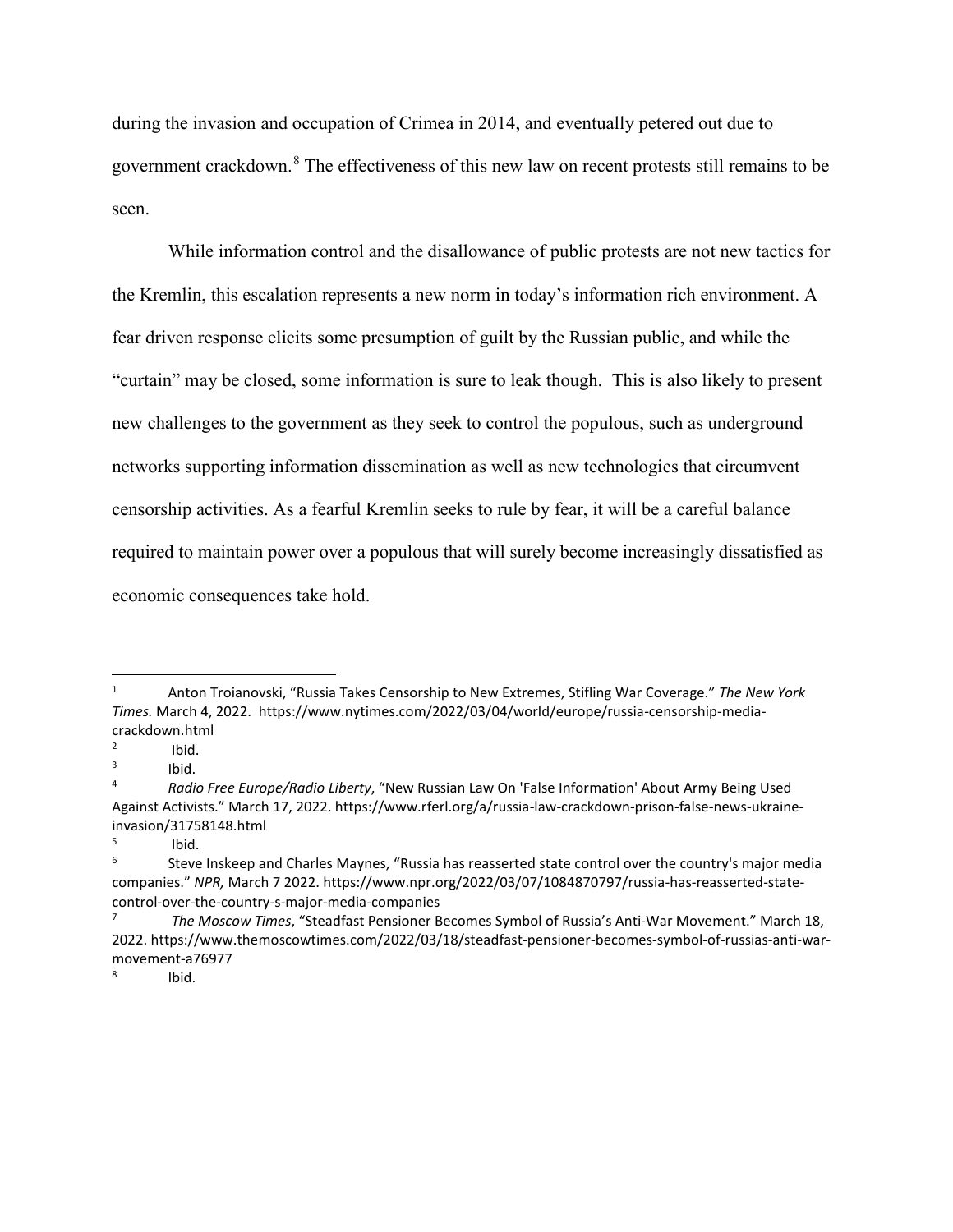during the invasion and occupation of Crimea in 2014, and eventually petered out due to government crackdown.[8] The effectiveness of this new law on recent protests still remains to be seen.

While information control and the disallowance of public protests are not new tactics for the Kremlin, this escalation represents a new norm in today's information rich environment. A fear driven response elicits some presumption of guilt by the Russian public, and while the "curtain" may be closed, some information is sure to leak though. This is also likely to present new challenges to the government as they seek to control the populous, such as underground networks supporting information dissemination as well as new technologies that circumvent censorship activities. As a fearful Kremlin seeks to rule by fear, it will be a careful balance required to maintain power over a populous that will surely become increasingly dissatisfied as economic consequences take hold.

---

[1] Anton Troianovski, "Russia Takes Censorship to New Extremes, Stifling War Coverage." *The New York Times.* March 4, 2022. https://www.nytimes.com/2022/03/04/world/europe/russia-censorship-media-crackdown.html

[2] Ibid.

[3] Ibid.

[4] *Radio Free Europe/Radio Liberty*, "New Russian Law On 'False Information' About Army Being Used Against Activists." March 17, 2022. https://www.rferl.org/a/russia-law-crackdown-prison-false-news-ukraine-invasion/31758148.html

[5] Ibid.

[6] Steve Inskeep and Charles Maynes, "Russia has reasserted state control over the country's major media companies." *NPR,* March 7 2022. https://www.npr.org/2022/03/07/1084870797/russia-has-reasserted-state-control-over-the-country-s-major-media-companies

[7] *The Moscow Times*, "Steadfast Pensioner Becomes Symbol of Russia's Anti-War Movement." March 18, 2022. https://www.themoscowtimes.com/2022/03/18/steadfast-pensioner-becomes-symbol-of-russias-anti-war-movement-a76977

[8] Ibid.